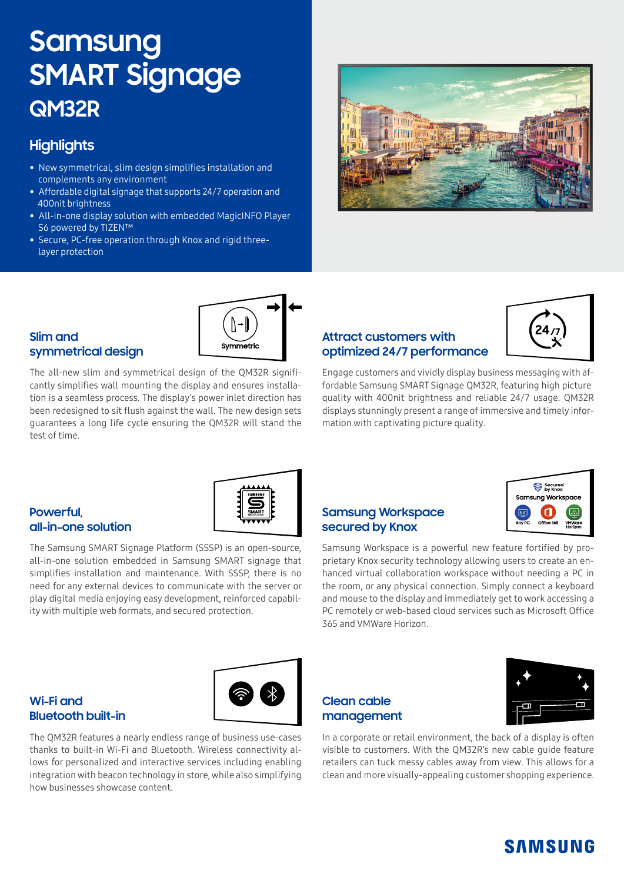# Samsung SMART Signage

## QM32R

### Highlights

- New symmetrical, slim design simplifies installation and complements any environment
- Affordable digital signage that supports 24/7 operation and 400nit brightness
- All-in-one display solution with embedded MagicINFO Player S6 powered by TIZEN™
- Secure, PC-free operation through Knox and rigid three-layer protection

### Slim and symmetrical design

The all-new slim and symmetrical design of the QM32R significantly simplifies wall mounting the display and ensures installation is a seamless process. The display's power inlet direction has been redesigned to sit flush against the wall. The new design sets guarantees a long life cycle ensuring the QM32R will stand the test of time.

### Attract customers with optimized 24/7 performance

Engage customers and vividly display business messaging with affordable Samsung SMART Signage QM32R, featuring high picture quality with 400nit brightness and reliable 24/7 usage. QM32R displays stunningly present a range of immersive and timely information with captivating picture quality.

### Powerful, all-in-one solution

The Samsung SMART Signage Platform (SSSP) is an open-source, all-in-one solution embedded in Samsung SMART signage that simplifies installation and maintenance. With SSSP, there is no need for any external devices to communicate with the server or play digital media enjoying easy development, reinforced capability with multiple web formats, and secured protection.

### Samsung Workspace secured by Knox

Samsung Workspace is a powerful new feature fortified by proprietary Knox security technology allowing users to create an enhanced virtual collaboration workspace without needing a PC in the room, or any physical connection. Simply connect a keyboard and mouse to the display and immediately get to work accessing a PC remotely or web-based cloud services such as Microsoft Office 365 and VMWare Horizon.

### Wi-Fi and Bluetooth built-in

The QM32R features a nearly endless range of business use-cases thanks to built-in Wi-Fi and Bluetooth. Wireless connectivity allows for personalized and interactive services including enabling integration with beacon technology in store, while also simplifying how businesses showcase content.

### Clean cable management

In a corporate or retail environment, the back of a display is often visible to customers. With the QM32R's new cable guide feature retailers can tuck messy cables away from view. This allows for a clean and more visually-appealing customer shopping experience.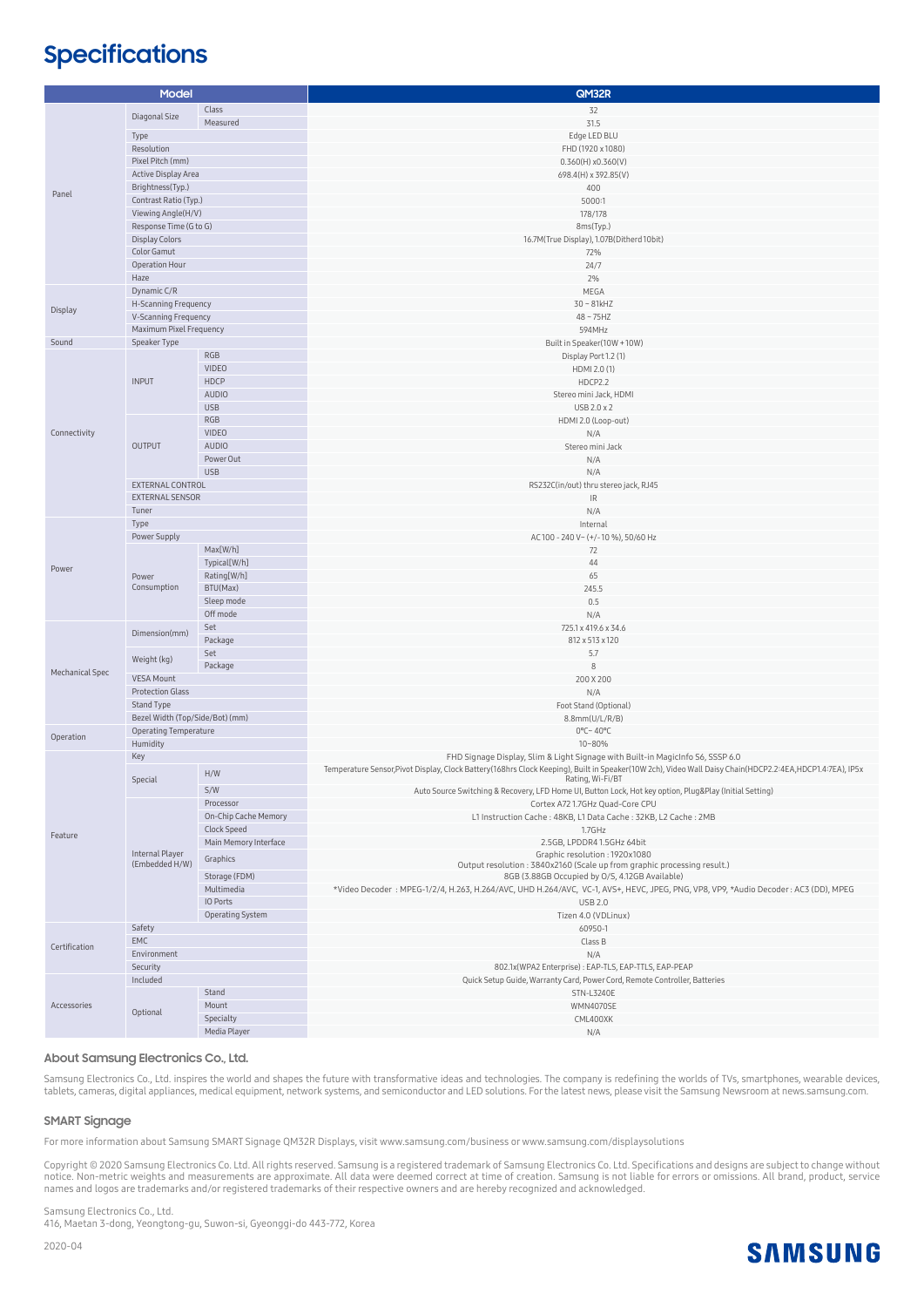# Specifications

| Model | | | QM32R |
|---|---|---|---|
| Panel | Diagonal Size | Class | 32 |
| | | Measured | 31.5 |
| | Type | | Edge LED BLU |
| | Resolution | | FHD (1920 x 1080) |
| | Pixel Pitch (mm) | | 0.360(H) x0.360(V) |
| | Active Display Area | | 698.4(H) x 392.85(V) |
| | Brightness(Typ.) | | 400 |
| | Contrast Ratio (Typ.) | | 5000:1 |
| | Viewing Angle(H/V) | | 178/178 |
| | Response Time (G to G) | | 8ms(Typ.) |
| | Display Colors | | 16.7M(True Display), 1.07B(Ditherd 10bit) |
| | Color Gamut | | 72% |
| | Operation Hour | | 24/7 |
| | Haze | | 2% |
| Display | Dynamic C/R | | MEGA |
| | H-Scanning Frequency | | 30 ~ 81kHZ |
| | V-Scanning Frequency | | 48 ~ 75HZ |
| | Maximum Pixel Frequency | | 594MHz |
| Sound | Speaker Type | | Built in Speaker(10W + 10W) |
| Connectivity | INPUT | RGB | Display Port 1.2 (1) |
| | | VIDEO | HDMI 2.0 (1) |
| | | HDCP | HDCP2.2 |
| | | AUDIO | Stereo mini Jack, HDMI |
| | | USB | USB 2.0 x 2 |
| | OUTPUT | RGB | HDMI 2.0 (Loop-out) |
| | | VIDEO | N/A |
| | | AUDIO | Stereo mini Jack |
| | | Power Out | N/A |
| | | USB | N/A |
| | EXTERNAL CONTROL | | RS232C(in/out) thru stereo jack, RJ45 |
| | EXTERNAL SENSOR | | IR |
| | Tuner | | N/A |
| Power | Type | | Internal |
| | Power Supply | | AC 100 - 240 V~ (+/- 10 %), 50/60 Hz |
| | Power Consumption | Max[W/h] | 72 |
| | | Typical[W/h] | 44 |
| | | Rating[W/h] | 65 |
| | | BTU(Max) | 245.5 |
| | | Sleep mode | 0.5 |
| | | Off mode | N/A |
| Mechanical Spec | Dimension(mm) | Set | 725.1 x 419.6 x 34.6 |
| | | Package | 812 x 513 x 120 |
| | Weight (kg) | Set | 5.7 |
| | | Package | 8 |
| | VESA Mount | | 200 X 200 |
| | Protection Glass | | N/A |
| | Stand Type | | Foot Stand (Optional) |
| | Bezel Width (Top/Side/Bot) (mm) | | 8.8mm(U/L/R/B) |
| Operation | Operating Temperature | | 0℃~ 40℃ |
| | Humidity | | 10~80% |
| Feature | Key | | FHD Signage Display, Slim & Light Signage with Built-in MagicInfo S6, SSSP 6.0 |
| | Special | H/W | Temperature Sensor,Pivot Display, Clock Battery(168hrs Clock Keeping), Built in Speaker(10W 2ch), Video Wall Daisy Chain(HDCP2.2:4EA,HDCP1.4:7EA), IP5x Rating, Wi-Fi/BT |
| | | S/W | Auto Source Switching & Recovery, LFD Home UI, Button Lock, Hot key option, Plug&Play (Initial Setting) |
| | Internal Player (Embedded H/W) | Processor | Cortex A72 1.7GHz Quad-Core CPU |
| | | On-Chip Cache Memory | L1 Instruction Cache : 48KB, L1 Data Cache : 32KB, L2 Cache : 2MB |
| | | Clock Speed | 1.7GHz |
| | | Main Memory Interface | 2.5GB, LPDDR4 1.5GHz 64bit |
| | | Graphics | Graphic resolution : 1920x1080<br>Output resolution : 3840x2160 (Scale up from graphic processing result.) |
| | | Storage (FDM) | 8GB (3.88GB Occupied by O/S, 4.12GB Available) |
| | | Multimedia | *Video Decoder : MPEG-1/2/4, H.263, H.264/AVC, UHD H.264/AVC, VC-1, AVS+, HEVC, JPEG, PNG, VP8, VP9, *Audio Decoder : AC3 (DD), MPEG |
| | | IO Ports | USB 2.0 |
| | | Operating System | Tizen 4.0 (VDLinux) |
| Certification | Safety | | 60950-1 |
| | EMC | | Class B |
| | Environment | | N/A |
| | Security | | 802.1x(WPA2 Enterprise) : EAP-TLS, EAP-TTLS, EAP-PEAP |
| Accessories | Included | | Quick Setup Guide, Warranty Card, Power Cord, Remote Controller, Batteries |
| | Optional | Stand | STN-L3240E |
| | | Mount | WMN4070SE |
| | | Specialty | CML400XK |
| | | Media Player | N/A |

### About Samsung Electronics Co., Ltd.

Samsung Electronics Co., Ltd. inspires the world and shapes the future with transformative ideas and technologies. The company is redefining the worlds of TVs, smartphones, wearable devices, tablets, cameras, digital appliances, medical equipment, network systems, and semiconductor and LED solutions. For the latest news, please visit the Samsung Newsroom at news.samsung.com.

### SMART Signage

For more information about Samsung SMART Signage QM32R Displays, visit www.samsung.com/business or www.samsung.com/displaysolutions

Copyright © 2020 Samsung Electronics Co. Ltd. All rights reserved. Samsung is a registered trademark of Samsung Electronics Co. Ltd. Specifications and designs are subject to change without notice. Non-metric weights and measurements are approximate. All data were deemed correct at time of creation. Samsung is not liable for errors or omissions. All brand, product, service names and logos are trademarks and/or registered trademarks of their respective owners and are hereby recognized and acknowledged.

Samsung Electronics Co., Ltd.
416, Maetan 3-dong, Yeongtong-gu, Suwon-si, Gyeonggi-do 443-772, Korea

2020-04

SAMSUNG